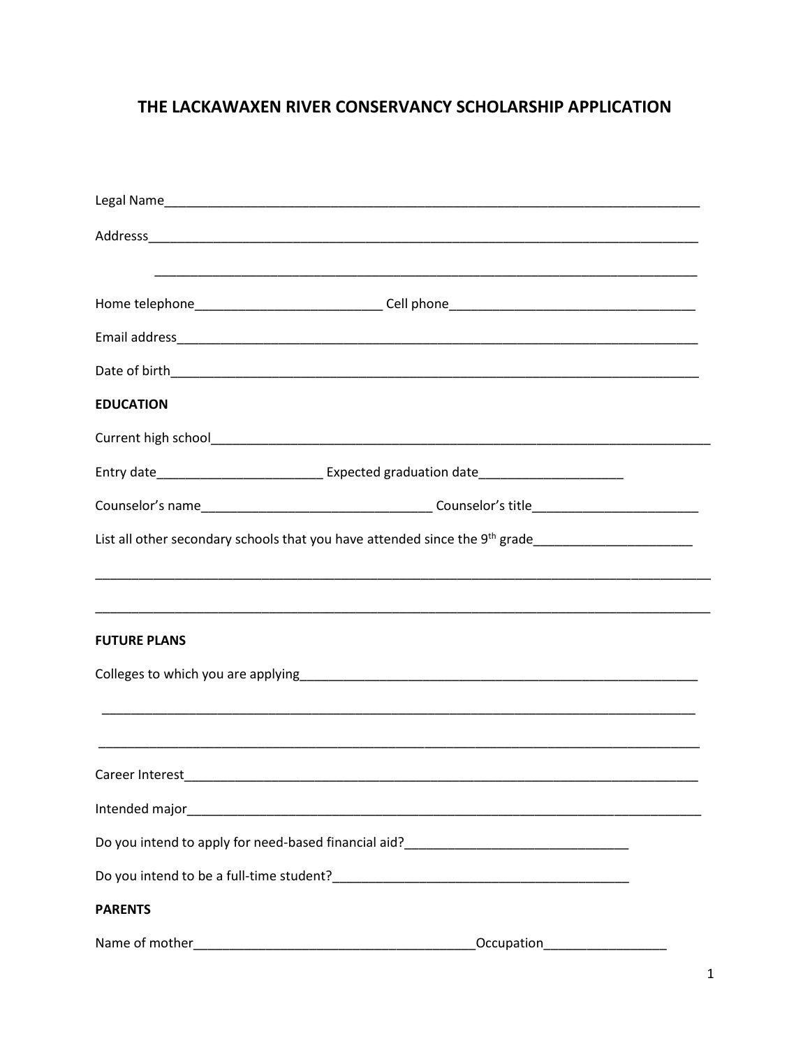# THE LACKAWAXEN RIVER CONSERVANCY SCHOLARSHIP APPLICATION

Legal Name_______________________________________________________________________________

Addresss_________________________________________________________________________________

_________________________________________________________________________________

Home telephone___________________________ Cell phone___________________________________

Email address_____________________________________________________________________________

Date of birth______________________________________________________________________________

**EDUCATION**

Current high school_________________________________________________________________________

Entry date________________________ Expected graduation date____________________

Counselor's name_________________________________ Counselor's title________________________

List all other secondary schools that you have attended since the 9th grade_______________________

___________________________________________________________________________________________

___________________________________________________________________________________________

**FUTURE PLANS**

Colleges to which you are applying__________________________________________________________

___________________________________________________________________________________________

___________________________________________________________________________________________

Career Interest_____________________________________________________________________________

Intended major____________________________________________________________________________

Do you intend to apply for need-based financial aid?_______________________________

Do you intend to be a full-time student?__________________________________________

**PARENTS**

Name of mother________________________________________Occupation_________________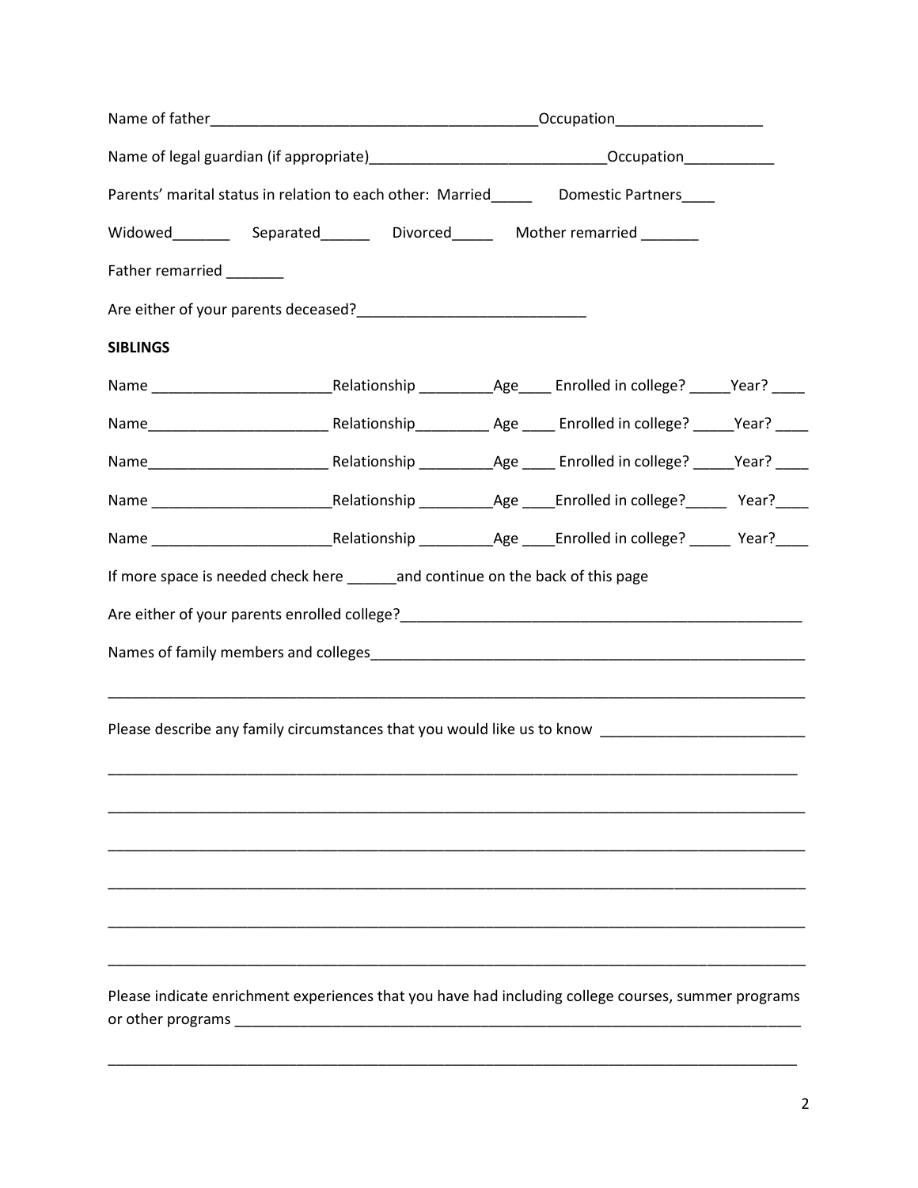Name of father_________________________________________Occupation__________________

Name of legal guardian (if appropriate)_____________________________Occupation___________

Parents' marital status in relation to each other: Married_____ Domestic Partners____

Widowed_______ Separated______ Divorced_____ Mother remarried _______

Father remarried _______

Are either of your parents deceased?____________________________

**SIBLINGS**

Name ______________________Relationship _________Age____ Enrolled in college? _____Year? ____

Name______________________ Relationship_________ Age ____ Enrolled in college? _____Year? ____

Name______________________ Relationship _________Age ____ Enrolled in college? _____Year? ____

Name ______________________Relationship _________Age ____Enrolled in college?_____ Year?____

Name ______________________Relationship _________Age ____Enrolled in college? _____ Year?____

If more space is needed check here ______and continue on the back of this page

Are either of your parents enrolled college?__________________________________________________

Names of family members and colleges______________________________________________________

_____________________________________________________________________________________

Please describe any family circumstances that you would like us to know ________________________

_____________________________________________________________________________________

_____________________________________________________________________________________

_____________________________________________________________________________________

_____________________________________________________________________________________

_____________________________________________________________________________________

_____________________________________________________________________________________

Please indicate enrichment experiences that you have had including college courses, summer programs or other programs ________________________________________________________________________

_____________________________________________________________________________________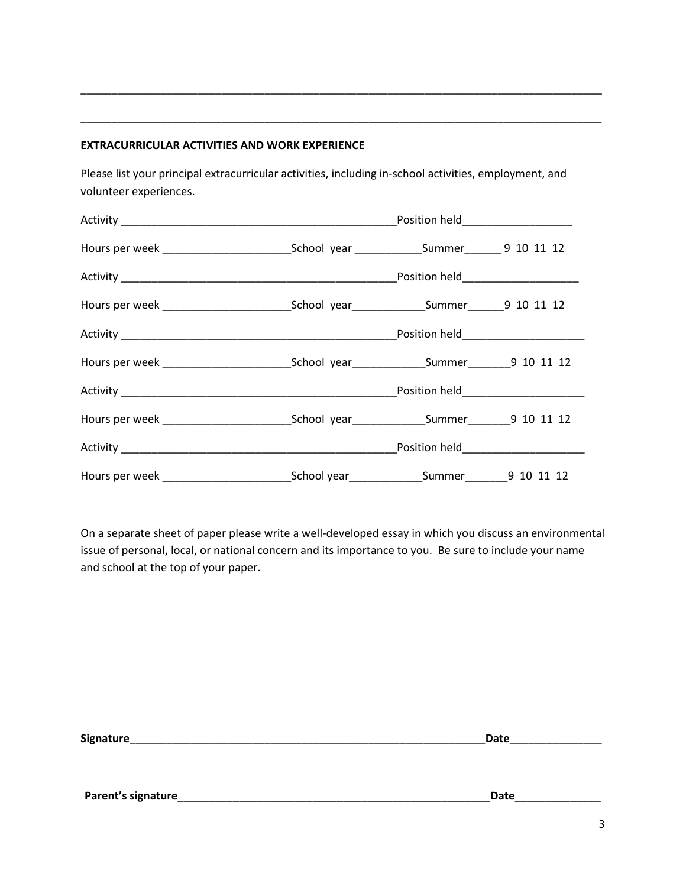\_\_\_\_\_\_\_\_\_\_\_\_\_\_\_\_\_\_\_\_\_\_\_\_\_\_\_\_\_\_\_\_\_\_\_\_\_\_\_\_\_\_\_\_\_\_\_\_\_\_\_\_\_\_\_\_\_\_\_\_\_\_\_\_\_\_\_\_\_\_\_\_\_\_\_\_\_\_\_\_\_\_\_\_\_\_

\_\_\_\_\_\_\_\_\_\_\_\_\_\_\_\_\_\_\_\_\_\_\_\_\_\_\_\_\_\_\_\_\_\_\_\_\_\_\_\_\_\_\_\_\_\_\_\_\_\_\_\_\_\_\_\_\_\_\_\_\_\_\_\_\_\_\_\_\_\_\_\_\_\_\_\_\_\_\_\_\_\_\_\_\_\_

**EXTRACURRICULAR ACTIVITIES AND WORK EXPERIENCE**

Please list your principal extracurricular activities, including in-school activities, employment, and volunteer experiences.

Activity \_\_\_\_\_\_\_\_\_\_\_\_\_\_\_\_\_\_\_\_\_\_\_\_\_\_\_\_\_\_\_\_\_\_\_\_\_\_\_\_\_\_\_\_\_\_Position held\_\_\_\_\_\_\_\_\_\_\_\_\_\_\_\_\_\_

Hours per week \_\_\_\_\_\_\_\_\_\_\_\_\_\_\_\_\_\_\_\_\_School year \_\_\_\_\_\_\_\_\_\_\_Summer\_\_\_\_\_\_ 9 10 11 12

Activity \_\_\_\_\_\_\_\_\_\_\_\_\_\_\_\_\_\_\_\_\_\_\_\_\_\_\_\_\_\_\_\_\_\_\_\_\_\_\_\_\_\_\_\_\_\_Position held\_\_\_\_\_\_\_\_\_\_\_\_\_\_\_\_\_\_\_

Hours per week \_\_\_\_\_\_\_\_\_\_\_\_\_\_\_\_\_\_\_\_\_School year\_\_\_\_\_\_\_\_\_\_\_\_Summer\_\_\_\_\_\_9 10 11 12

Activity \_\_\_\_\_\_\_\_\_\_\_\_\_\_\_\_\_\_\_\_\_\_\_\_\_\_\_\_\_\_\_\_\_\_\_\_\_\_\_\_\_\_\_\_\_\_Position held\_\_\_\_\_\_\_\_\_\_\_\_\_\_\_\_\_\_\_\_

Hours per week \_\_\_\_\_\_\_\_\_\_\_\_\_\_\_\_\_\_\_\_\_School year\_\_\_\_\_\_\_\_\_\_\_\_Summer\_\_\_\_\_\_\_9 10 11 12

Activity \_\_\_\_\_\_\_\_\_\_\_\_\_\_\_\_\_\_\_\_\_\_\_\_\_\_\_\_\_\_\_\_\_\_\_\_\_\_\_\_\_\_\_\_\_\_Position held\_\_\_\_\_\_\_\_\_\_\_\_\_\_\_\_\_\_\_\_

Hours per week \_\_\_\_\_\_\_\_\_\_\_\_\_\_\_\_\_\_\_\_\_School year\_\_\_\_\_\_\_\_\_\_\_\_Summer\_\_\_\_\_\_\_9 10 11 12

Activity \_\_\_\_\_\_\_\_\_\_\_\_\_\_\_\_\_\_\_\_\_\_\_\_\_\_\_\_\_\_\_\_\_\_\_\_\_\_\_\_\_\_\_\_\_\_Position held\_\_\_\_\_\_\_\_\_\_\_\_\_\_\_\_\_\_\_\_

Hours per week \_\_\_\_\_\_\_\_\_\_\_\_\_\_\_\_\_\_\_\_\_School year\_\_\_\_\_\_\_\_\_\_\_\_Summer\_\_\_\_\_\_\_9 10 11 12

On a separate sheet of paper please write a well-developed essay in which you discuss an environmental issue of personal, local, or national concern and its importance to you. Be sure to include your name and school at the top of your paper.

**Signature**\_\_\_\_\_\_\_\_\_\_\_\_\_\_\_\_\_\_\_\_\_\_\_\_\_\_\_\_\_\_\_\_\_\_\_\_\_\_\_\_\_\_\_\_\_\_\_\_\_\_\_\_\_\_\_\_\_\_\_\_**Date**\_\_\_\_\_\_\_\_\_\_\_\_\_\_\_

**Parent's signature**\_\_\_\_\_\_\_\_\_\_\_\_\_\_\_\_\_\_\_\_\_\_\_\_\_\_\_\_\_\_\_\_\_\_\_\_\_\_\_\_\_\_\_\_\_\_\_\_\_\_\_\_\_**Date**\_\_\_\_\_\_\_\_\_\_\_\_\_\_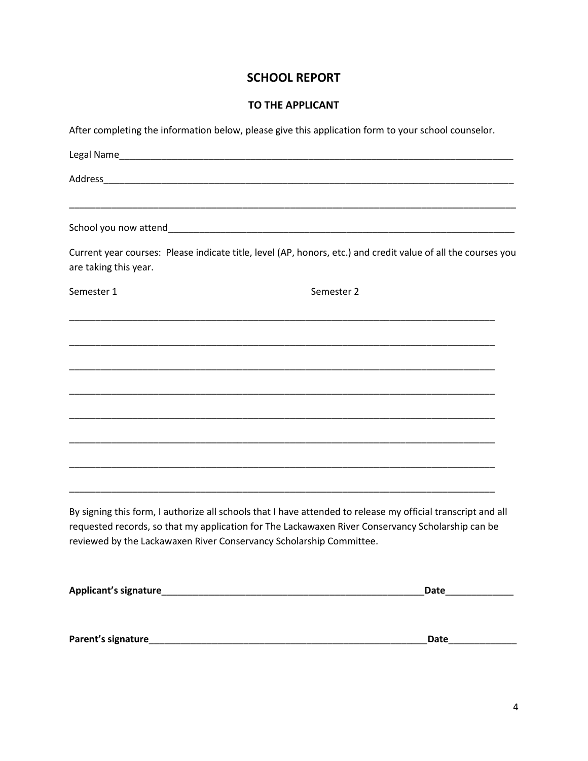## SCHOOL REPORT

### TO THE APPLICANT

After completing the information below, please give this application form to your school counselor.

Legal Name_______________________________________________________________________________

Address_________________________________________________________________________________

_______________________________________________________________________________________

School you now attend____________________________________________________________________

Current year courses: Please indicate title, level (AP, honors, etc.) and credit value of all the courses you are taking this year.

Semester 1 Semester 2

_______________________________________________________________________________________

_______________________________________________________________________________________

_______________________________________________________________________________________

_______________________________________________________________________________________

_______________________________________________________________________________________

_______________________________________________________________________________________

_______________________________________________________________________________________

_______________________________________________________________________________________

By signing this form, I authorize all schools that I have attended to release my official transcript and all requested records, so that my application for The Lackawaxen River Conservancy Scholarship can be reviewed by the Lackawaxen River Conservancy Scholarship Committee.

**Applicant's signature**_______________________________________________**Date**_____________

**Parent's signature**_________________________________________________**Date**_____________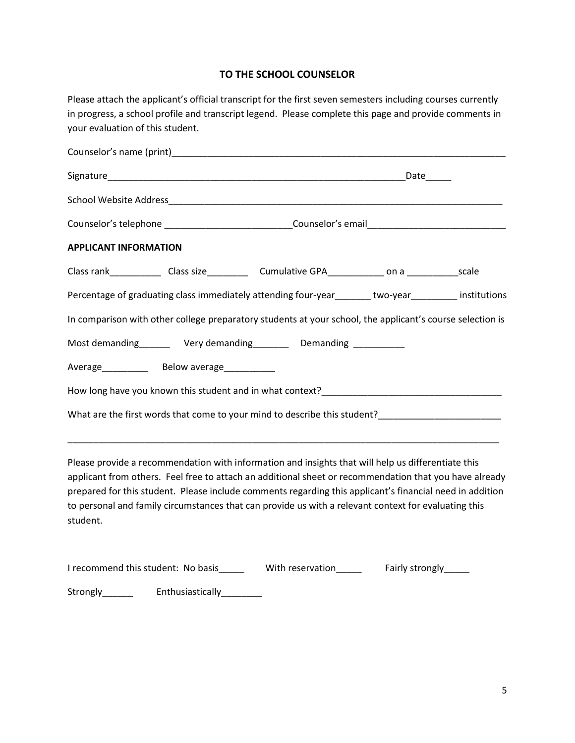## TO THE SCHOOL COUNSELOR

Please attach the applicant's official transcript for the first seven semesters including courses currently in progress, a school profile and transcript legend. Please complete this page and provide comments in your evaluation of this student.

Counselor's name (print)________________________________________________________________

Signature_______________________________________________________Date_____

School Website Address_________________________________________________________________

Counselor's telephone ________________________Counselor's email__________________________

**APPLICANT INFORMATION**

Class rank__________ Class size________ Cumulative GPA___________ on a __________scale

Percentage of graduating class immediately attending four-year_______ two-year_________ institutions

In comparison with other college preparatory students at your school, the applicant's course selection is

Most demanding______ Very demanding_______ Demanding __________

Average_________ Below average__________

How long have you known this student and in what context?__________________________________

What are the first words that come to your mind to describe this student?_______________________

_____________________________________________________________________________________

Please provide a recommendation with information and insights that will help us differentiate this applicant from others. Feel free to attach an additional sheet or recommendation that you have already prepared for this student. Please include comments regarding this applicant's financial need in addition to personal and family circumstances that can provide us with a relevant context for evaluating this student.

I recommend this student: No basis_____ With reservation_____ Fairly strongly_____

Strongly______ Enthusiastically________